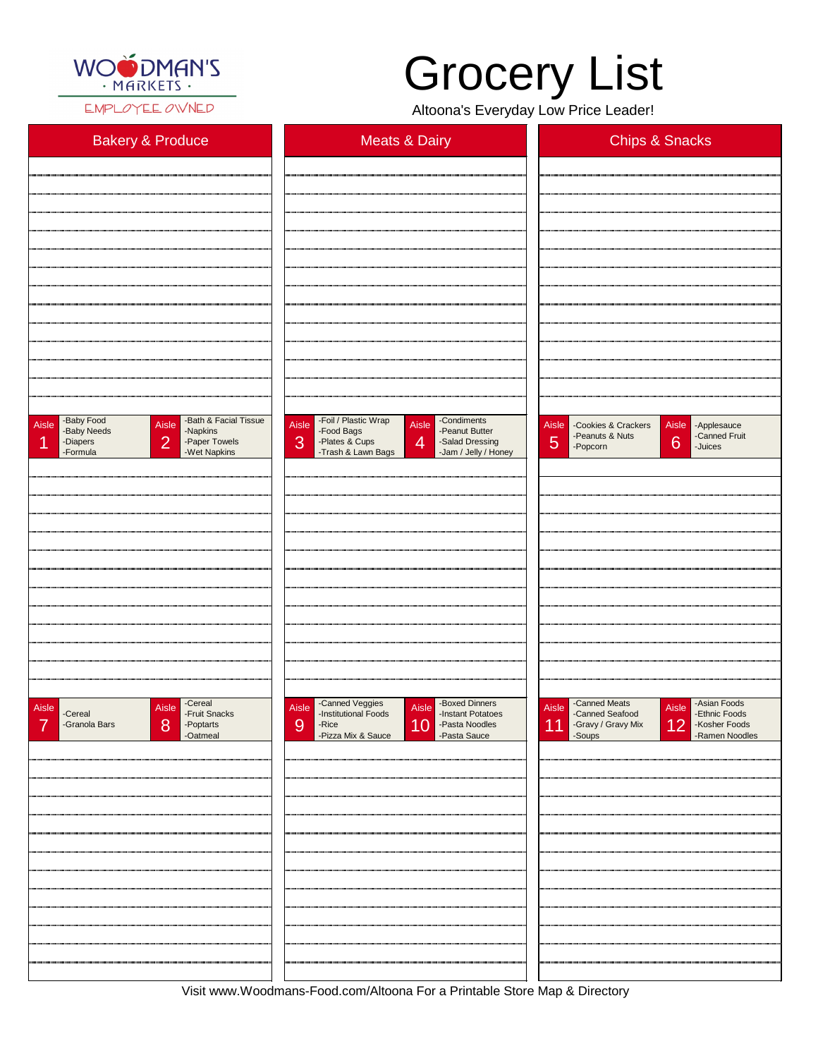WOODMAN'S · MARKETS ·
EMPLOYEE OWNED

# Grocery List

Altoona's Everyday Low Price Leader!

| Bakery & Produce | Meats & Dairy | Chips & Snacks |
|---|---|---|

| Aisle 1 | Aisle 2 | Aisle 3 | Aisle 4 | Aisle 5 | Aisle 6 |
|---|---|---|---|---|---|
| -Baby Food<br>-Baby Needs<br>-Diapers<br>-Formula | -Bath & Facial Tissue<br>-Napkins<br>-Paper Towels<br>-Wet Napkins | -Foil / Plastic Wrap<br>-Food Bags<br>-Plates & Cups<br>-Trash & Lawn Bags | -Condiments<br>-Peanut Butter<br>-Salad Dressing<br>-Jam / Jelly / Honey | -Cookies & Crackers<br>-Peanuts & Nuts<br>-Popcorn | -Applesauce<br>-Canned Fruit<br>-Juices |

| Aisle 7 | Aisle 8 | Aisle 9 | Aisle 10 | Aisle 11 | Aisle 12 |
|---|---|---|---|---|---|
| -Cereal<br>-Granola Bars | -Cereal<br>-Fruit Snacks<br>-Poptarts<br>-Oatmeal | -Canned Veggies<br>-Institutional Foods<br>-Rice<br>-Pizza Mix & Sauce | -Boxed Dinners<br>-Instant Potatoes<br>-Pasta Noodles<br>-Pasta Sauce | -Canned Meats<br>-Canned Seafood<br>-Gravy / Gravy Mix<br>-Soups | -Asian Foods<br>-Ethnic Foods<br>-Kosher Foods<br>-Ramen Noodles |

Visit www.Woodmans-Food.com/Altoona For a Printable Store Map & Directory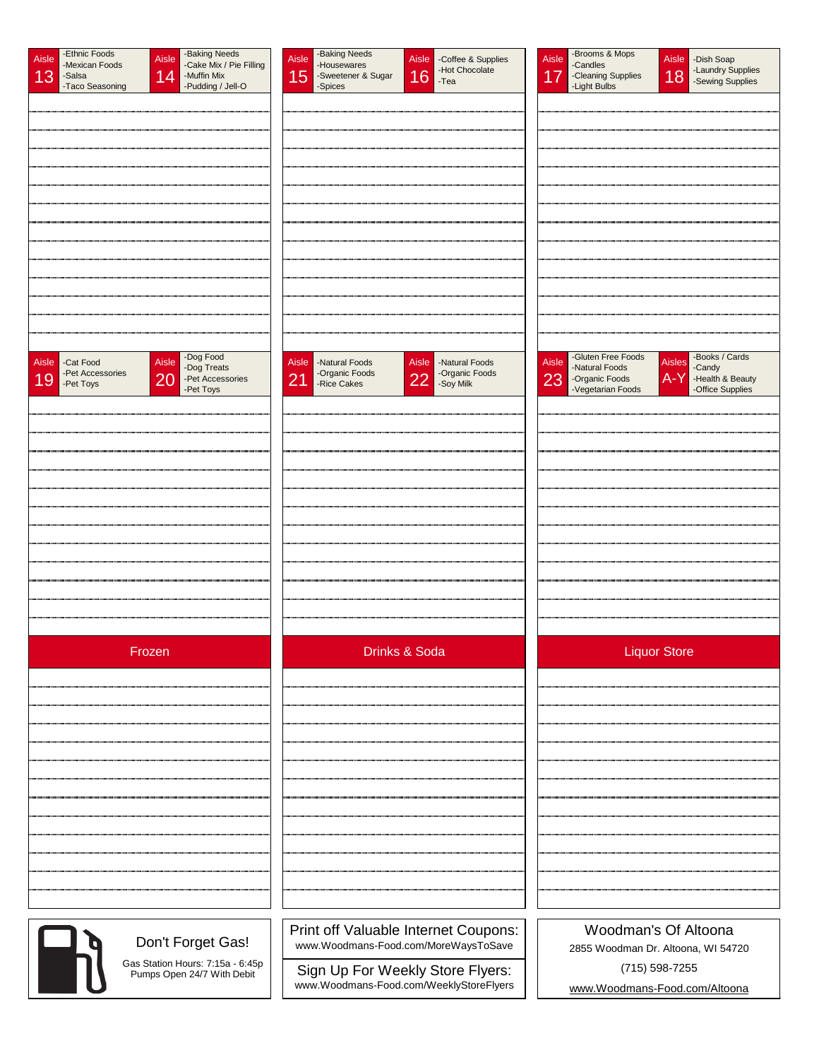**Aisle 13**
- Ethnic Foods
- Mexican Foods
- Salsa
- Taco Seasoning

**Aisle 14**
- Baking Needs
- Cake Mix / Pie Filling
- Muffin Mix
- Pudding / Jell-O

**Aisle 15**
- Baking Needs
- Housewares
- Sweetener & Sugar
- Spices

**Aisle 16**
- Coffee & Supplies
- Hot Chocolate
- Tea

**Aisle 17**
- Brooms & Mops
- Candles
- Cleaning Supplies
- Light Bulbs

**Aisle 18**
- Dish Soap
- Laundry Supplies
- Sewing Supplies

**Aisle 19**
- Cat Food
- Pet Accessories
- Pet Toys

**Aisle 20**
- Dog Food
- Dog Treats
- Pet Accessories
- Pet Toys

**Aisle 21**
- Natural Foods
- Organic Foods
- Rice Cakes

**Aisle 22**
- Natural Foods
- Organic Foods
- Soy Milk

**Aisle 23**
- Gluten Free Foods
- Natural Foods
- Organic Foods
- Vegetarian Foods

**Aisles A-Y**
- Books / Cards
- Candy
- Health & Beauty
- Office Supplies

**Frozen**

**Drinks & Soda**

**Liquor Store**

Don't Forget Gas!

Gas Station Hours: 7:15a - 6:45p
Pumps Open 24/7 With Debit

Print off Valuable Internet Coupons:
www.Woodmans-Food.com/MoreWaysToSave

Sign Up For Weekly Store Flyers:
www.Woodmans-Food.com/WeeklyStoreFlyers

Woodman's Of Altoona
2855 Woodman Dr. Altoona, WI 54720
(715) 598-7255
www.Woodmans-Food.com/Altoona